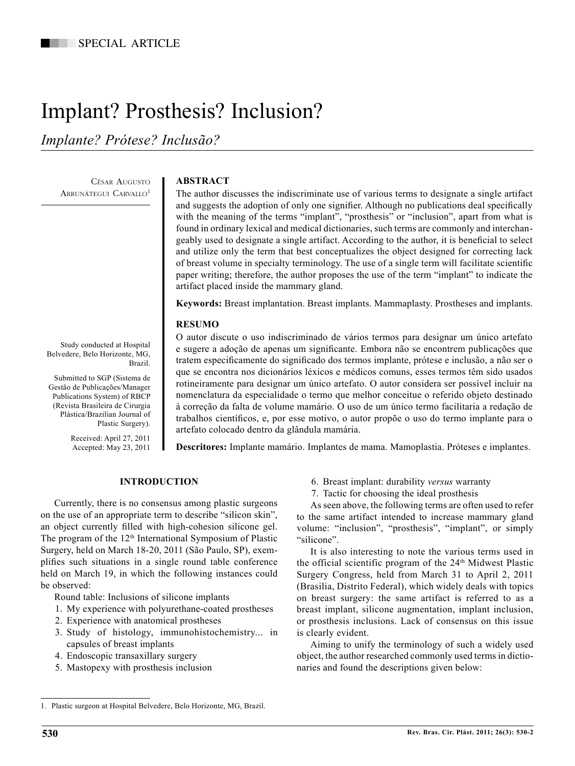SPECIAL ARTICLE

# Implant? Prosthesis? Inclusion?

*Implante? Prótese? Inclusão?*

César Augusto Arrunátegui Carvallo[1]

## ABSTRACT

The author discusses the indiscriminate use of various terms to designate a single artifact and suggests the adoption of only one signifier. Although no publications deal specifically with the meaning of the terms "implant", "prosthesis" or "inclusion", apart from what is found in ordinary lexical and medical dictionaries, such terms are commonly and interchangeably used to designate a single artifact. According to the author, it is beneficial to select and utilize only the term that best conceptualizes the object designed for correcting lack of breast volume in specialty terminology. The use of a single term will facilitate scientific paper writing; therefore, the author proposes the use of the term "implant" to indicate the artifact placed inside the mammary gland.

**Keywords:** Breast implantation. Breast implants. Mammaplasty. Prostheses and implants.

## RESUMO

O autor discute o uso indiscriminado de vários termos para designar um único artefato e sugere a adoção de apenas um significante. Embora não se encontrem publicações que tratem especificamente do significado dos termos implante, prótese e inclusão, a não ser o que se encontra nos dicionários léxicos e médicos comuns, esses termos têm sido usados rotineiramente para designar um único artefato. O autor considera ser possível incluir na nomenclatura da especialidade o termo que melhor conceitue o referido objeto destinado à correção da falta de volume mamário. O uso de um único termo facilitaria a redação de trabalhos científicos, e, por esse motivo, o autor propõe o uso do termo implante para o artefato colocado dentro da glândula mamária.

**Descritores:** Implante mamário. Implantes de mama. Mamoplastia. Próteses e implantes.

Study conducted at Hospital Belvedere, Belo Horizonte, MG, Brazil.

Submitted to SGP (Sistema de Gestão de Publicações/Manager Publications System) of RBCP (Revista Brasileira de Cirurgia Plástica/Brazilian Journal of Plastic Surgery).

Received: April 27, 2011
Accepted: May 23, 2011

## INTRODUCTION

Currently, there is no consensus among plastic surgeons on the use of an appropriate term to describe "silicon skin", an object currently filled with high-cohesion silicone gel. The program of the 12th International Symposium of Plastic Surgery, held on March 18-20, 2011 (São Paulo, SP), exemplifies such situations in a single round table conference held on March 19, in which the following instances could be observed:

Round table: Inclusions of silicone implants

1. My experience with polyurethane-coated prostheses
2. Experience with anatomical prostheses
3. Study of histology, immunohistochemistry... in capsules of breast implants
4. Endoscopic transaxillary surgery
5. Mastopexy with prosthesis inclusion
6. Breast implant: durability *versus* warranty
7. Tactic for choosing the ideal prosthesis

As seen above, the following terms are often used to refer to the same artifact intended to increase mammary gland volume: "inclusion", "prosthesis", "implant", or simply "silicone".

It is also interesting to note the various terms used in the official scientific program of the 24th Midwest Plastic Surgery Congress, held from March 31 to April 2, 2011 (Brasilia, Distrito Federal), which widely deals with topics on breast surgery: the same artifact is referred to as a breast implant, silicone augmentation, implant inclusion, or prosthesis inclusions. Lack of consensus on this issue is clearly evident.

Aiming to unify the terminology of such a widely used object, the author researched commonly used terms in dictionaries and found the descriptions given below:

1. Plastic surgeon at Hospital Belvedere, Belo Horizonte, MG, Brazil.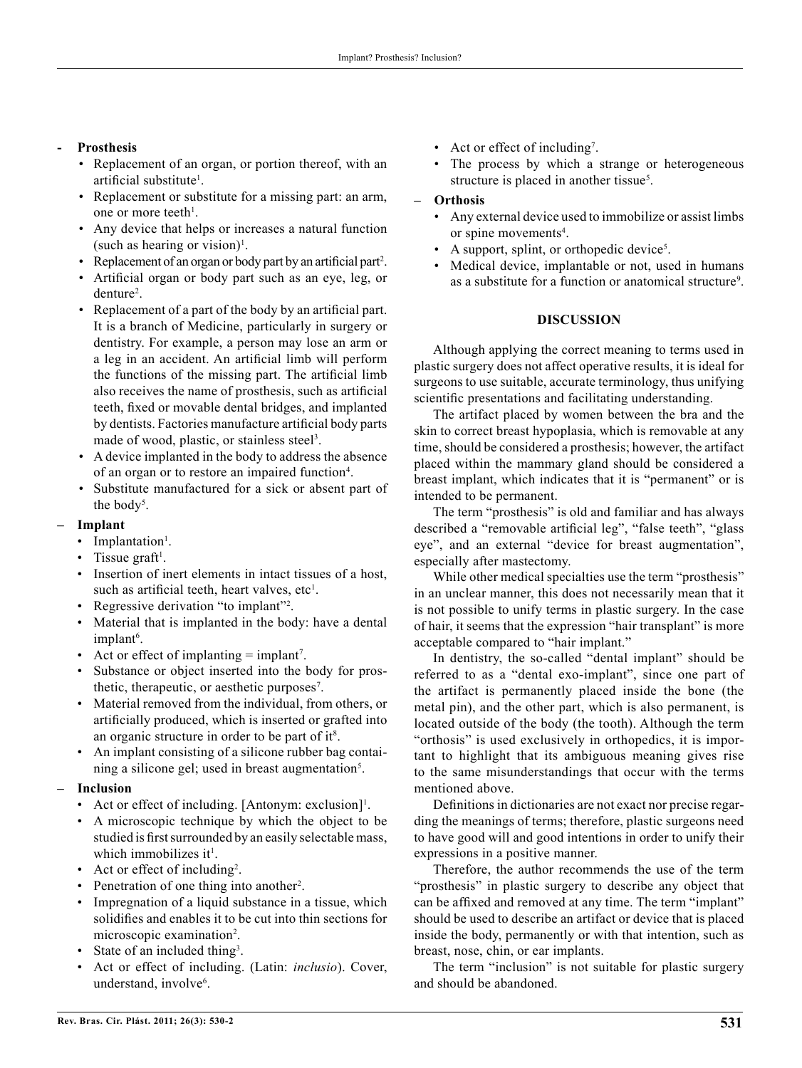- **Prosthesis**
  - Replacement of an organ, or portion thereof, with an artificial substitute[1].
  - Replacement or substitute for a missing part: an arm, one or more teeth[1].
  - Any device that helps or increases a natural function (such as hearing or vision)[1].
  - Replacement of an organ or body part by an artificial part[2].
  - Artificial organ or body part such as an eye, leg, or denture[2].
  - Replacement of a part of the body by an artificial part. It is a branch of Medicine, particularly in surgery or dentistry. For example, a person may lose an arm or a leg in an accident. An artificial limb will perform the functions of the missing part. The artificial limb also receives the name of prosthesis, such as artificial teeth, fixed or movable dental bridges, and implanted by dentists. Factories manufacture artificial body parts made of wood, plastic, or stainless steel[3].
  - A device implanted in the body to address the absence of an organ or to restore an impaired function[4].
  - Substitute manufactured for a sick or absent part of the body[5].
- **Implant**
  - Implantation[1].
  - Tissue graft[1].
  - Insertion of inert elements in intact tissues of a host, such as artificial teeth, heart valves, etc[1].
  - Regressive derivation "to implant"[2].
  - Material that is implanted in the body: have a dental implant[6].
  - Act or effect of implanting = implant[7].
  - Substance or object inserted into the body for prosthetic, therapeutic, or aesthetic purposes[7].
  - Material removed from the individual, from others, or artificially produced, which is inserted or grafted into an organic structure in order to be part of it[8].
  - An implant consisting of a silicone rubber bag containing a silicone gel; used in breast augmentation[5].
- **Inclusion**
  - Act or effect of including. [Antonym: exclusion][1].
  - A microscopic technique by which the object to be studied is first surrounded by an easily selectable mass, which immobilizes it[1].
  - Act or effect of including[2].
  - Penetration of one thing into another[2].
  - Impregnation of a liquid substance in a tissue, which solidifies and enables it to be cut into thin sections for microscopic examination[2].
  - State of an included thing[3].
  - Act or effect of including. (Latin: *inclusio*). Cover, understand, involve[6].
  - Act or effect of including[7].
  - The process by which a strange or heterogeneous structure is placed in another tissue[5].
- **Orthosis**
  - Any external device used to immobilize or assist limbs or spine movements[4].
  - A support, splint, or orthopedic device[5].
  - Medical device, implantable or not, used in humans as a substitute for a function or anatomical structure[9].

## DISCUSSION

Although applying the correct meaning to terms used in plastic surgery does not affect operative results, it is ideal for surgeons to use suitable, accurate terminology, thus unifying scientific presentations and facilitating understanding.

The artifact placed by women between the bra and the skin to correct breast hypoplasia, which is removable at any time, should be considered a prosthesis; however, the artifact placed within the mammary gland should be considered a breast implant, which indicates that it is "permanent" or is intended to be permanent.

The term "prosthesis" is old and familiar and has always described a "removable artificial leg", "false teeth", "glass eye", and an external "device for breast augmentation", especially after mastectomy.

While other medical specialties use the term "prosthesis" in an unclear manner, this does not necessarily mean that it is not possible to unify terms in plastic surgery. In the case of hair, it seems that the expression "hair transplant" is more acceptable compared to "hair implant."

In dentistry, the so-called "dental implant" should be referred to as a "dental exo-implant", since one part of the artifact is permanently placed inside the bone (the metal pin), and the other part, which is also permanent, is located outside of the body (the tooth). Although the term "orthosis" is used exclusively in orthopedics, it is important to highlight that its ambiguous meaning gives rise to the same misunderstandings that occur with the terms mentioned above.

Definitions in dictionaries are not exact nor precise regarding the meanings of terms; therefore, plastic surgeons need to have good will and good intentions in order to unify their expressions in a positive manner.

Therefore, the author recommends the use of the term "prosthesis" in plastic surgery to describe any object that can be affixed and removed at any time. The term "implant" should be used to describe an artifact or device that is placed inside the body, permanently or with that intention, such as breast, nose, chin, or ear implants.

The term "inclusion" is not suitable for plastic surgery and should be abandoned.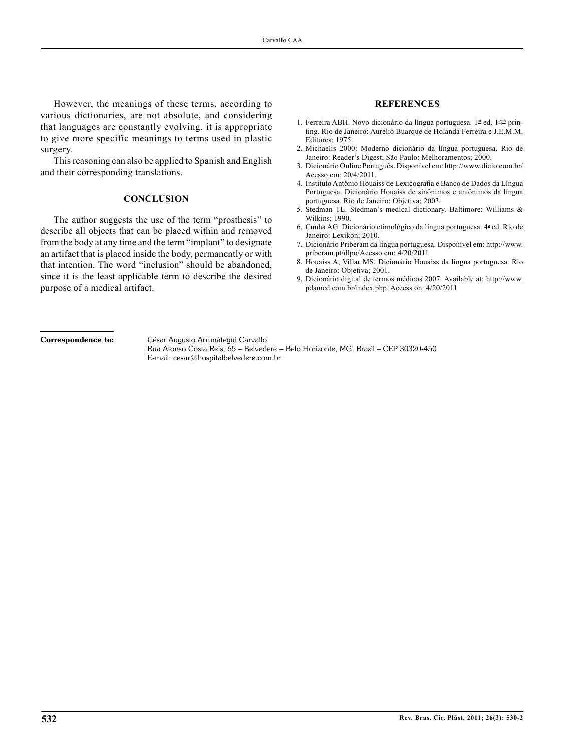However, the meanings of these terms, according to various dictionaries, are not absolute, and considering that languages are constantly evolving, it is appropriate to give more specific meanings to terms used in plastic surgery.

This reasoning can also be applied to Spanish and English and their corresponding translations.

## CONCLUSION

The author suggests the use of the term “prosthesis” to describe all objects that can be placed within and removed from the body at any time and the term “implant” to designate an artifact that is placed inside the body, permanently or with that intention. The word “inclusion” should be abandoned, since it is the least applicable term to describe the desired purpose of a medical artifact.

## REFERENCES

1. Ferreira ABH. Novo dicionário da língua portuguesa. 1ª ed. 14ª printing. Rio de Janeiro: Aurélio Buarque de Holanda Ferreira e J.E.M.M. Editores; 1975.
2. Michaelis 2000: Moderno dicionário da língua portuguesa. Rio de Janeiro: Reader’s Digest; São Paulo: Melhoramentos; 2000.
3. Dicionário Online Português. Disponível em: http://www.dicio.com.br/ Acesso em: 20/4/2011.
4. Instituto Antônio Houaiss de Lexicografia e Banco de Dados da Língua Portuguesa. Dicionário Houaiss de sinônimos e antônimos da língua portuguesa. Rio de Janeiro: Objetiva; 2003.
5. Stedman TL. Stedman’s medical dictionary. Baltimore: Williams & Wilkins; 1990.
6. Cunha AG. Dicionário etimológico da língua portuguesa. 4ª ed. Rio de Janeiro: Lexikon; 2010.
7. Dicionário Priberam da língua portuguesa. Disponível em: http://www.priberam.pt/dlpo/Acesso em: 4/20/2011
8. Houaiss A, Villar MS. Dicionário Houaiss da língua portuguesa. Rio de Janeiro: Objetiva; 2001.
9. Dicionário digital de termos médicos 2007. Available at: http://www.pdamed.com.br/index.php. Access on: 4/20/2011

**Correspondence to:** César Augusto Arrunátegui Carvallo
Rua Afonso Costa Reis, 65 – Belvedere – Belo Horizonte, MG, Brazil – CEP 30320-450
E-mail: cesar@hospitalbelvedere.com.br